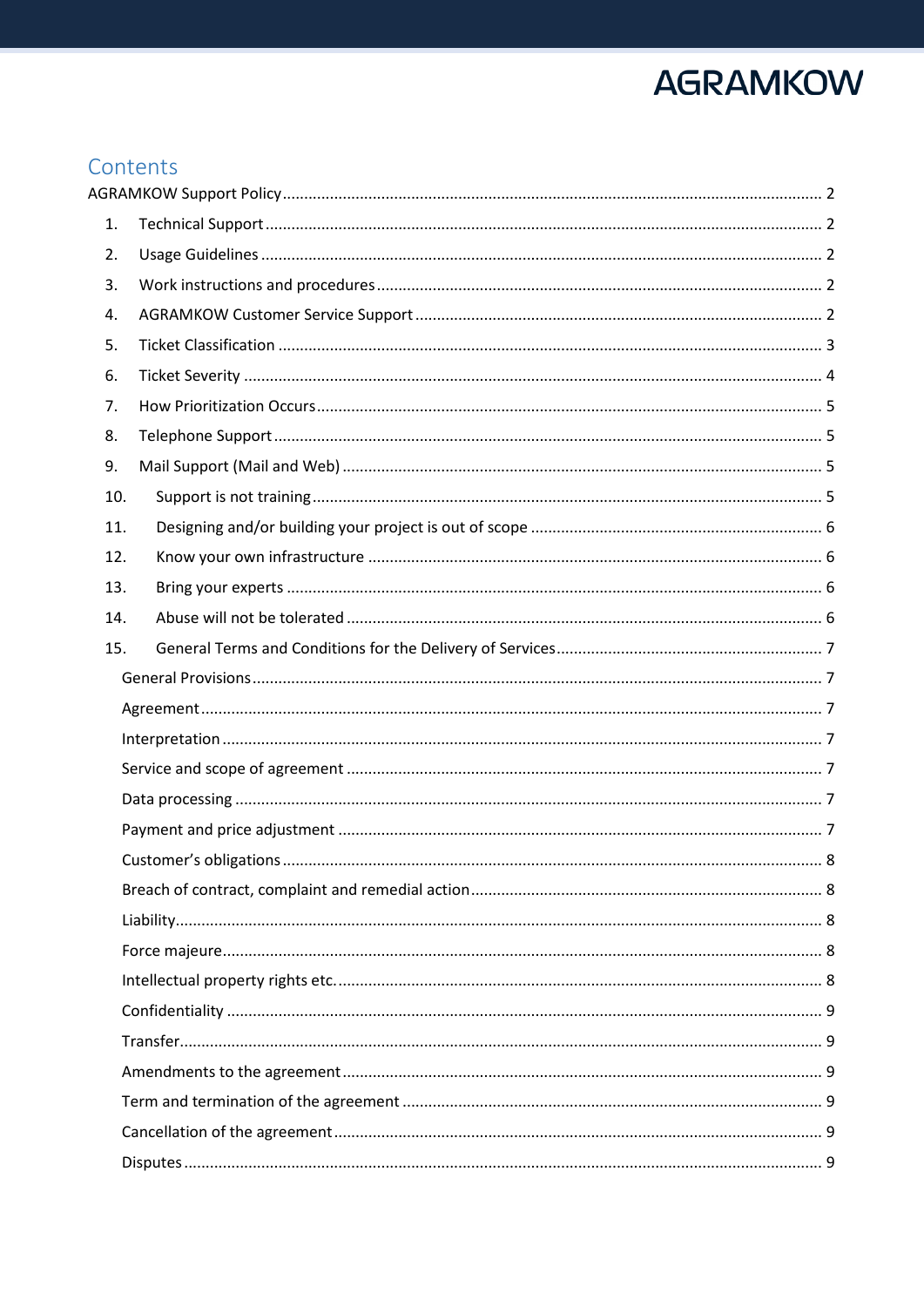AGRAMKOW

# Contents

AGRAMKOW Support Policy ........................................................ 2

1. Technical Support ........................................................ 2
2. Usage Guidelines ........................................................ 2
3. Work instructions and procedures ........................................................ 2
4. AGRAMKOW Customer Service Support ........................................................ 2
5. Ticket Classification ........................................................ 3
6. Ticket Severity ........................................................ 4
7. How Prioritization Occurs ........................................................ 5
8. Telephone Support ........................................................ 5
9. Mail Support (Mail and Web) ........................................................ 5
10. Support is not training ........................................................ 5
11. Designing and/or building your project is out of scope ........................................................ 6
12. Know your own infrastructure ........................................................ 6
13. Bring your experts ........................................................ 6
14. Abuse will not be tolerated ........................................................ 6
15. General Terms and Conditions for the Delivery of Services ........................................................ 7

    General Provisions ........................................................ 7
    Agreement ........................................................ 7
    Interpretation ........................................................ 7
    Service and scope of agreement ........................................................ 7
    Data processing ........................................................ 7
    Payment and price adjustment ........................................................ 7
    Customer's obligations ........................................................ 8
    Breach of contract, complaint and remedial action ........................................................ 8
    Liability ........................................................ 8
    Force majeure ........................................................ 8
    Intellectual property rights etc. ........................................................ 8
    Confidentiality ........................................................ 9
    Transfer ........................................................ 9
    Amendments to the agreement ........................................................ 9
    Term and termination of the agreement ........................................................ 9
    Cancellation of the agreement ........................................................ 9
    Disputes ........................................................ 9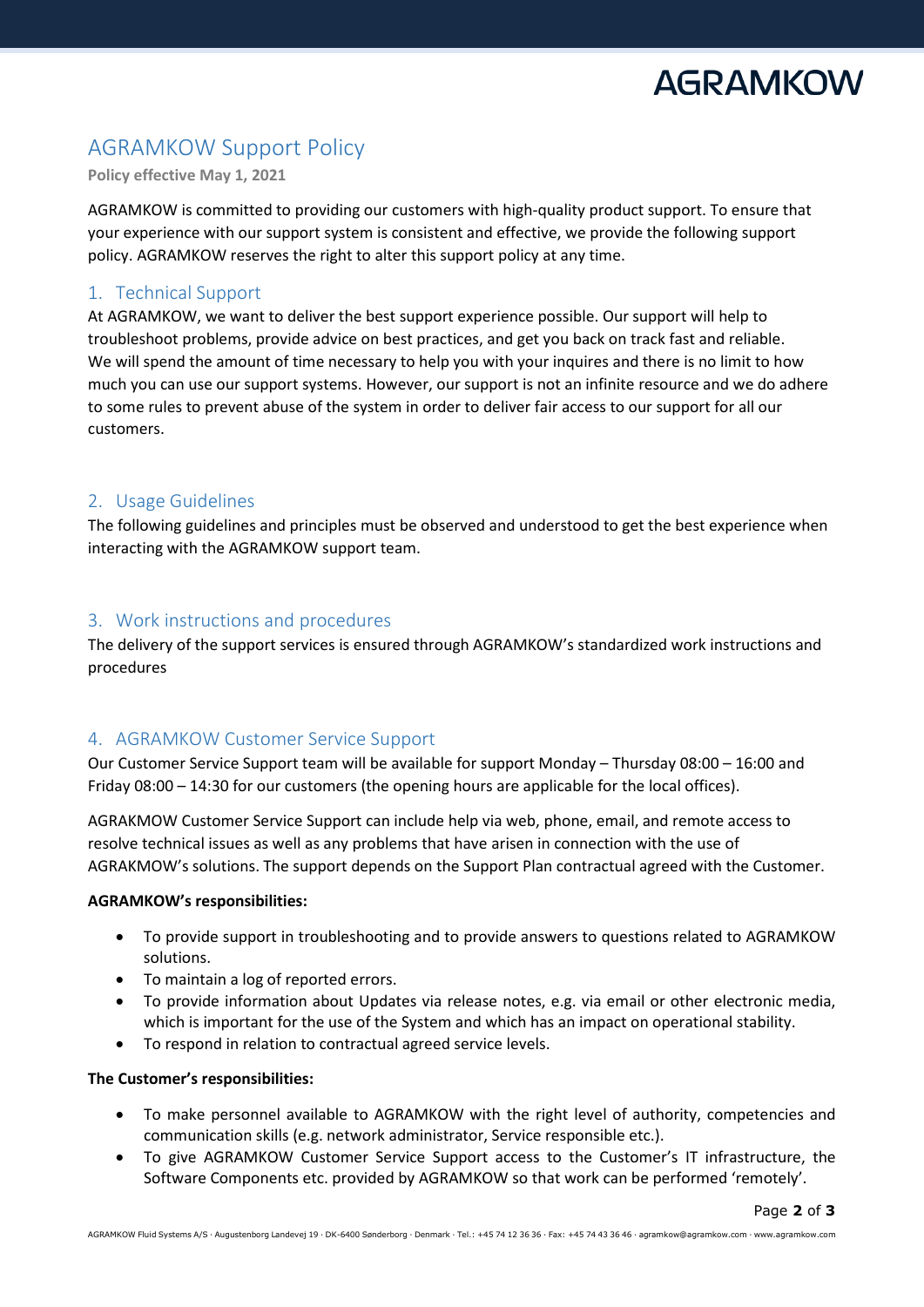# AGRAMKOW Support Policy

**Policy effective May 1, 2021**

AGRAMKOW is committed to providing our customers with high-quality product support. To ensure that your experience with our support system is consistent and effective, we provide the following support policy. AGRAMKOW reserves the right to alter this support policy at any time.

## 1. Technical Support

At AGRAMKOW, we want to deliver the best support experience possible. Our support will help to troubleshoot problems, provide advice on best practices, and get you back on track fast and reliable. We will spend the amount of time necessary to help you with your inquires and there is no limit to how much you can use our support systems. However, our support is not an infinite resource and we do adhere to some rules to prevent abuse of the system in order to deliver fair access to our support for all our customers.

## 2. Usage Guidelines

The following guidelines and principles must be observed and understood to get the best experience when interacting with the AGRAMKOW support team.

## 3. Work instructions and procedures

The delivery of the support services is ensured through AGRAMKOW's standardized work instructions and procedures

## 4. AGRAMKOW Customer Service Support

Our Customer Service Support team will be available for support Monday – Thursday 08:00 – 16:00 and Friday 08:00 – 14:30 for our customers (the opening hours are applicable for the local offices).

AGRAKMOW Customer Service Support can include help via web, phone, email, and remote access to resolve technical issues as well as any problems that have arisen in connection with the use of AGRAKMOW's solutions. The support depends on the Support Plan contractual agreed with the Customer.

**AGRAMKOW's responsibilities:**

- To provide support in troubleshooting and to provide answers to questions related to AGRAMKOW solutions.
- To maintain a log of reported errors.
- To provide information about Updates via release notes, e.g. via email or other electronic media, which is important for the use of the System and which has an impact on operational stability.
- To respond in relation to contractual agreed service levels.

**The Customer's responsibilities:**

- To make personnel available to AGRAMKOW with the right level of authority, competencies and communication skills (e.g. network administrator, Service responsible etc.).
- To give AGRAMKOW Customer Service Support access to the Customer's IT infrastructure, the Software Components etc. provided by AGRAMKOW so that work can be performed 'remotely'.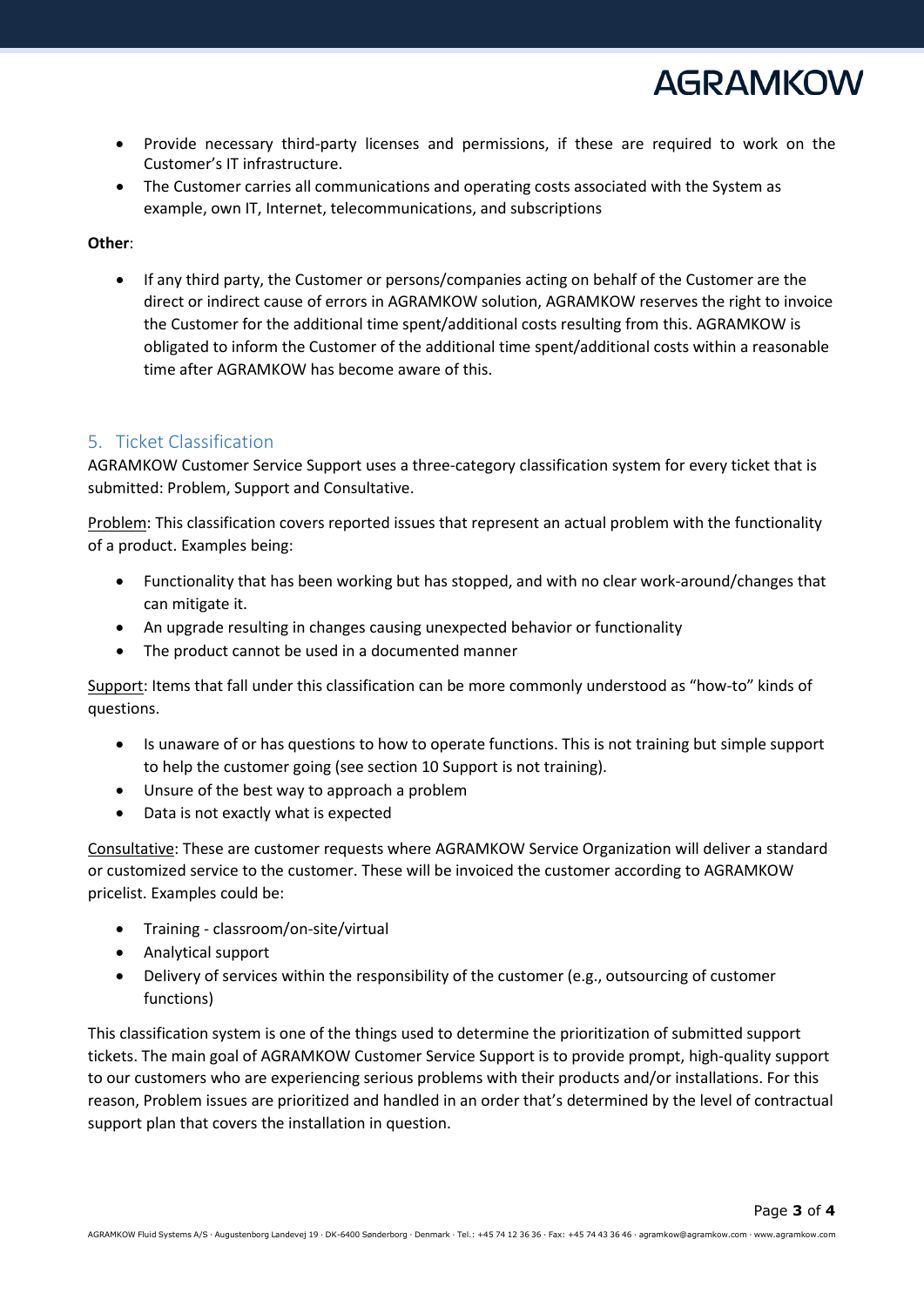- Provide necessary third-party licenses and permissions, if these are required to work on the Customer's IT infrastructure.
- The Customer carries all communications and operating costs associated with the System as example, own IT, Internet, telecommunications, and subscriptions

**Other**:

- If any third party, the Customer or persons/companies acting on behalf of the Customer are the direct or indirect cause of errors in AGRAMKOW solution, AGRAMKOW reserves the right to invoice the Customer for the additional time spent/additional costs resulting from this. AGRAMKOW is obligated to inform the Customer of the additional time spent/additional costs within a reasonable time after AGRAMKOW has become aware of this.

## 5. Ticket Classification

AGRAMKOW Customer Service Support uses a three-category classification system for every ticket that is submitted: Problem, Support and Consultative.

Problem: This classification covers reported issues that represent an actual problem with the functionality of a product. Examples being:

- Functionality that has been working but has stopped, and with no clear work-around/changes that can mitigate it.
- An upgrade resulting in changes causing unexpected behavior or functionality
- The product cannot be used in a documented manner

Support: Items that fall under this classification can be more commonly understood as "how-to" kinds of questions.

- Is unaware of or has questions to how to operate functions. This is not training but simple support to help the customer going (see section 10 Support is not training).
- Unsure of the best way to approach a problem
- Data is not exactly what is expected

Consultative: These are customer requests where AGRAMKOW Service Organization will deliver a standard or customized service to the customer. These will be invoiced the customer according to AGRAMKOW pricelist. Examples could be:

- Training - classroom/on-site/virtual
- Analytical support
- Delivery of services within the responsibility of the customer (e.g., outsourcing of customer functions)

This classification system is one of the things used to determine the prioritization of submitted support tickets. The main goal of AGRAMKOW Customer Service Support is to provide prompt, high-quality support to our customers who are experiencing serious problems with their products and/or installations. For this reason, Problem issues are prioritized and handled in an order that's determined by the level of contractual support plan that covers the installation in question.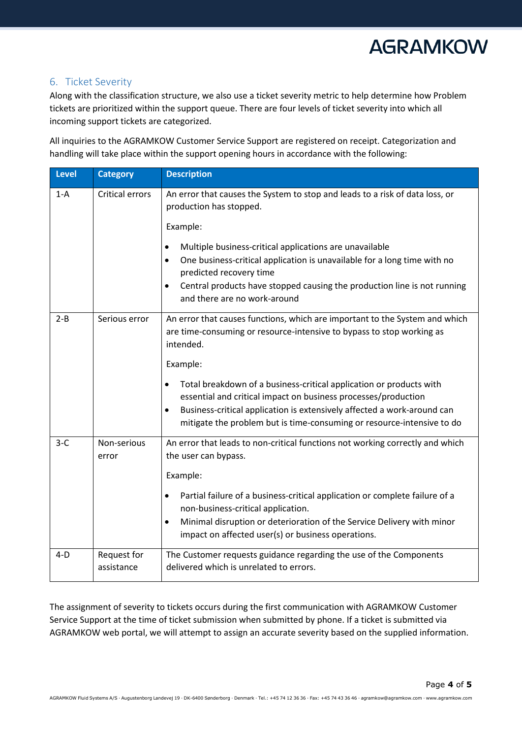## 6. Ticket Severity

Along with the classification structure, we also use a ticket severity metric to help determine how Problem tickets are prioritized within the support queue. There are four levels of ticket severity into which all incoming support tickets are categorized.

All inquiries to the AGRAMKOW Customer Service Support are registered on receipt. Categorization and handling will take place within the support opening hours in accordance with the following:

| Level | Category | Description |
|---|---|---|
| 1-A | Critical errors | An error that causes the System to stop and leads to a risk of data loss, or production has stopped.<br><br>Example:<br><br>• Multiple business-critical applications are unavailable<br>• One business-critical application is unavailable for a long time with no predicted recovery time<br>• Central products have stopped causing the production line is not running and there are no work-around |
| 2-B | Serious error | An error that causes functions, which are important to the System and which are time-consuming or resource-intensive to bypass to stop working as intended.<br><br>Example:<br><br>• Total breakdown of a business-critical application or products with essential and critical impact on business processes/production<br>• Business-critical application is extensively affected a work-around can mitigate the problem but is time-consuming or resource-intensive to do |
| 3-C | Non-serious error | An error that leads to non-critical functions not working correctly and which the user can bypass.<br><br>Example:<br><br>• Partial failure of a business-critical application or complete failure of a non-business-critical application.<br>• Minimal disruption or deterioration of the Service Delivery with minor impact on affected user(s) or business operations. |
| 4-D | Request for assistance | The Customer requests guidance regarding the use of the Components delivered which is unrelated to errors. |

The assignment of severity to tickets occurs during the first communication with AGRAMKOW Customer Service Support at the time of ticket submission when submitted by phone. If a ticket is submitted via AGRAMKOW web portal, we will attempt to assign an accurate severity based on the supplied information.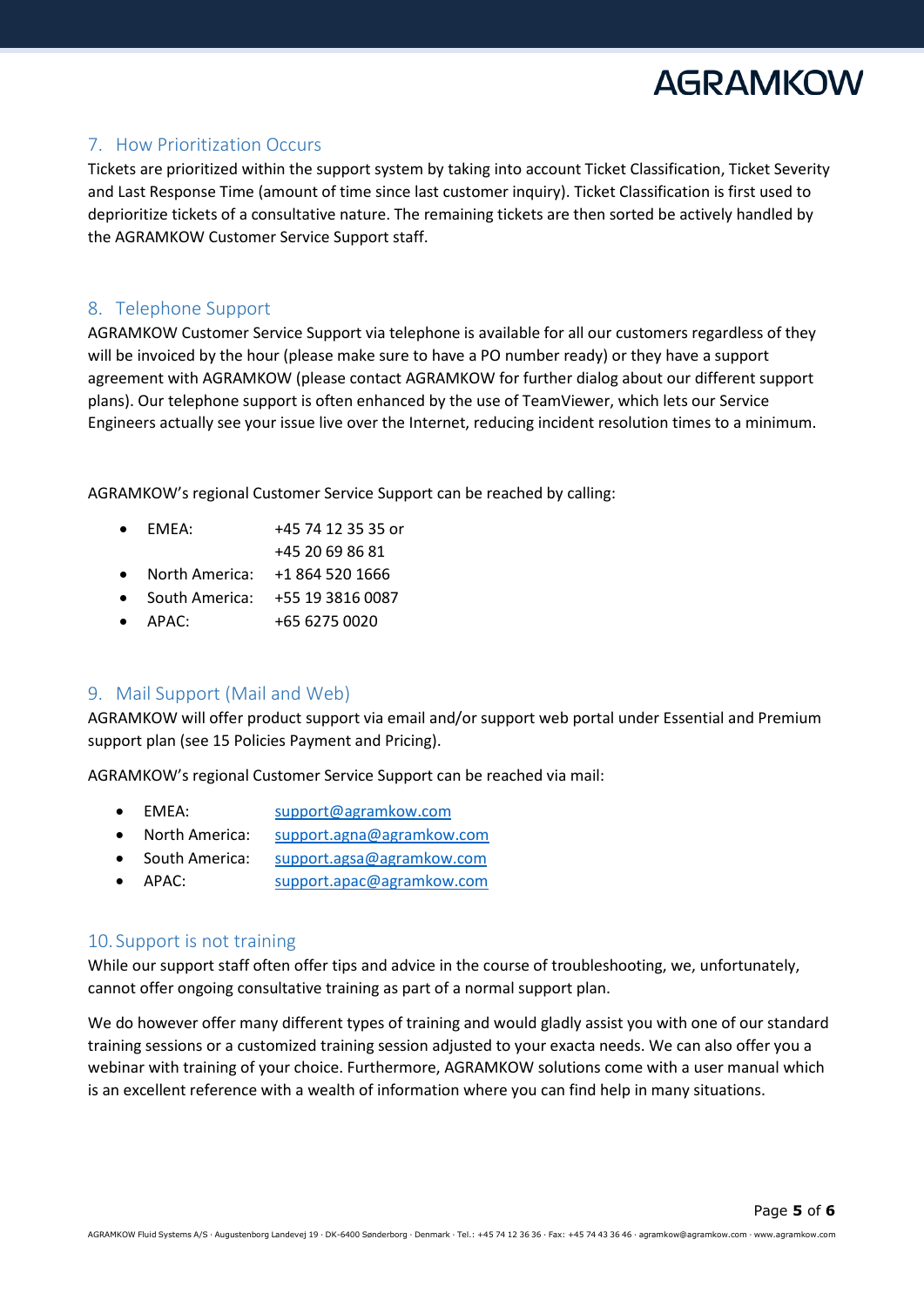## 7. How Prioritization Occurs

Tickets are prioritized within the support system by taking into account Ticket Classification, Ticket Severity and Last Response Time (amount of time since last customer inquiry). Ticket Classification is first used to deprioritize tickets of a consultative nature. The remaining tickets are then sorted be actively handled by the AGRAMKOW Customer Service Support staff.

## 8. Telephone Support

AGRAMKOW Customer Service Support via telephone is available for all our customers regardless of they will be invoiced by the hour (please make sure to have a PO number ready) or they have a support agreement with AGRAMKOW (please contact AGRAMKOW for further dialog about our different support plans). Our telephone support is often enhanced by the use of TeamViewer, which lets our Service Engineers actually see your issue live over the Internet, reducing incident resolution times to a minimum.

AGRAMKOW's regional Customer Service Support can be reached by calling:

- EMEA: +45 74 12 35 35 or +45 20 69 86 81
- North America: +1 864 520 1666
- South America: +55 19 3816 0087
- APAC: +65 6275 0020

## 9. Mail Support (Mail and Web)

AGRAMKOW will offer product support via email and/or support web portal under Essential and Premium support plan (see 15 Policies Payment and Pricing).

AGRAMKOW's regional Customer Service Support can be reached via mail:

- EMEA: support@agramkow.com
- North America: support.agna@agramkow.com
- South America: support.agsa@agramkow.com
- APAC: support.apac@agramkow.com

## 10. Support is not training

While our support staff often offer tips and advice in the course of troubleshooting, we, unfortunately, cannot offer ongoing consultative training as part of a normal support plan.

We do however offer many different types of training and would gladly assist you with one of our standard training sessions or a customized training session adjusted to your exacta needs. We can also offer you a webinar with training of your choice. Furthermore, AGRAMKOW solutions come with a user manual which is an excellent reference with a wealth of information where you can find help in many situations.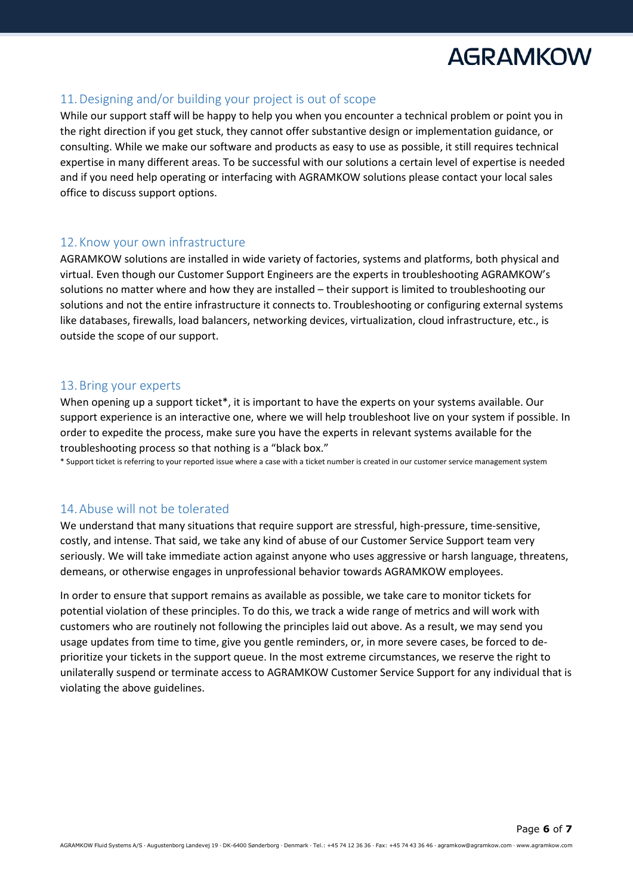## 11. Designing and/or building your project is out of scope

While our support staff will be happy to help you when you encounter a technical problem or point you in the right direction if you get stuck, they cannot offer substantive design or implementation guidance, or consulting. While we make our software and products as easy to use as possible, it still requires technical expertise in many different areas. To be successful with our solutions a certain level of expertise is needed and if you need help operating or interfacing with AGRAMKOW solutions please contact your local sales office to discuss support options.

## 12. Know your own infrastructure

AGRAMKOW solutions are installed in wide variety of factories, systems and platforms, both physical and virtual. Even though our Customer Support Engineers are the experts in troubleshooting AGRAMKOW's solutions no matter where and how they are installed – their support is limited to troubleshooting our solutions and not the entire infrastructure it connects to. Troubleshooting or configuring external systems like databases, firewalls, load balancers, networking devices, virtualization, cloud infrastructure, etc., is outside the scope of our support.

## 13. Bring your experts

When opening up a support ticket*, it is important to have the experts on your systems available. Our support experience is an interactive one, where we will help troubleshoot live on your system if possible. In order to expedite the process, make sure you have the experts in relevant systems available for the troubleshooting process so that nothing is a "black box."

\* Support ticket is referring to your reported issue where a case with a ticket number is created in our customer service management system

## 14. Abuse will not be tolerated

We understand that many situations that require support are stressful, high-pressure, time-sensitive, costly, and intense. That said, we take any kind of abuse of our Customer Service Support team very seriously. We will take immediate action against anyone who uses aggressive or harsh language, threatens, demeans, or otherwise engages in unprofessional behavior towards AGRAMKOW employees.

In order to ensure that support remains as available as possible, we take care to monitor tickets for potential violation of these principles. To do this, we track a wide range of metrics and will work with customers who are routinely not following the principles laid out above. As a result, we may send you usage updates from time to time, give you gentle reminders, or, in more severe cases, be forced to de-prioritize your tickets in the support queue. In the most extreme circumstances, we reserve the right to unilaterally suspend or terminate access to AGRAMKOW Customer Service Support for any individual that is violating the above guidelines.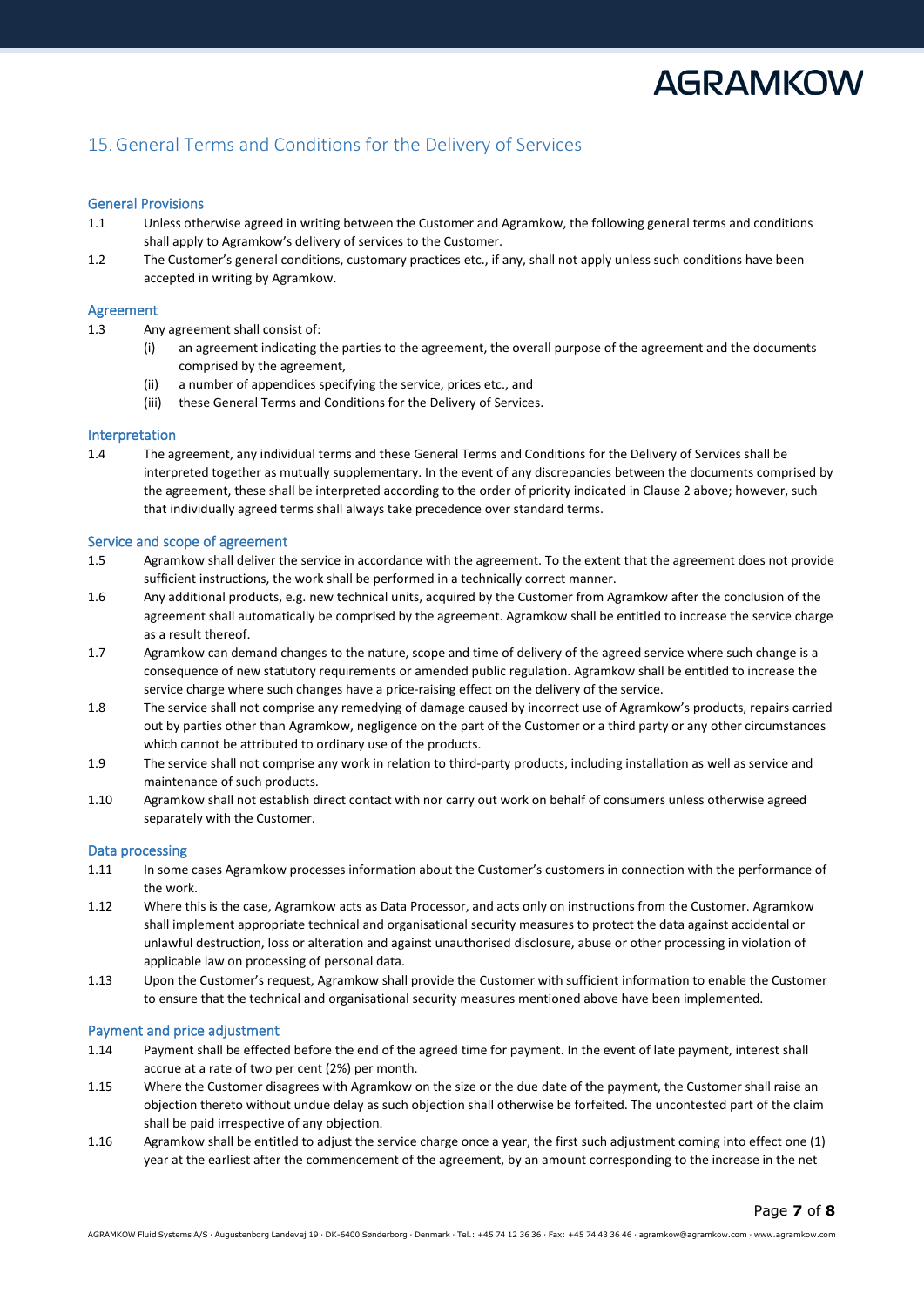## 15. General Terms and Conditions for the Delivery of Services

### General Provisions

1.1 Unless otherwise agreed in writing between the Customer and Agramkow, the following general terms and conditions shall apply to Agramkow's delivery of services to the Customer.

1.2 The Customer's general conditions, customary practices etc., if any, shall not apply unless such conditions have been accepted in writing by Agramkow.

### Agreement

1.3 Any agreement shall consist of:

- (i) an agreement indicating the parties to the agreement, the overall purpose of the agreement and the documents comprised by the agreement,
- (ii) a number of appendices specifying the service, prices etc., and
- (iii) these General Terms and Conditions for the Delivery of Services.

### Interpretation

1.4 The agreement, any individual terms and these General Terms and Conditions for the Delivery of Services shall be interpreted together as mutually supplementary. In the event of any discrepancies between the documents comprised by the agreement, these shall be interpreted according to the order of priority indicated in Clause 2 above; however, such that individually agreed terms shall always take precedence over standard terms.

### Service and scope of agreement

1.5 Agramkow shall deliver the service in accordance with the agreement. To the extent that the agreement does not provide sufficient instructions, the work shall be performed in a technically correct manner.

1.6 Any additional products, e.g. new technical units, acquired by the Customer from Agramkow after the conclusion of the agreement shall automatically be comprised by the agreement. Agramkow shall be entitled to increase the service charge as a result thereof.

1.7 Agramkow can demand changes to the nature, scope and time of delivery of the agreed service where such change is a consequence of new statutory requirements or amended public regulation. Agramkow shall be entitled to increase the service charge where such changes have a price-raising effect on the delivery of the service.

1.8 The service shall not comprise any remedying of damage caused by incorrect use of Agramkow's products, repairs carried out by parties other than Agramkow, negligence on the part of the Customer or a third party or any other circumstances which cannot be attributed to ordinary use of the products.

1.9 The service shall not comprise any work in relation to third-party products, including installation as well as service and maintenance of such products.

1.10 Agramkow shall not establish direct contact with nor carry out work on behalf of consumers unless otherwise agreed separately with the Customer.

### Data processing

1.11 In some cases Agramkow processes information about the Customer's customers in connection with the performance of the work.

1.12 Where this is the case, Agramkow acts as Data Processor, and acts only on instructions from the Customer. Agramkow shall implement appropriate technical and organisational security measures to protect the data against accidental or unlawful destruction, loss or alteration and against unauthorised disclosure, abuse or other processing in violation of applicable law on processing of personal data.

1.13 Upon the Customer's request, Agramkow shall provide the Customer with sufficient information to enable the Customer to ensure that the technical and organisational security measures mentioned above have been implemented.

### Payment and price adjustment

1.14 Payment shall be effected before the end of the agreed time for payment. In the event of late payment, interest shall accrue at a rate of two per cent (2%) per month.

1.15 Where the Customer disagrees with Agramkow on the size or the due date of the payment, the Customer shall raise an objection thereto without undue delay as such objection shall otherwise be forfeited. The uncontested part of the claim shall be paid irrespective of any objection.

1.16 Agramkow shall be entitled to adjust the service charge once a year, the first such adjustment coming into effect one (1) year at the earliest after the commencement of the agreement, by an amount corresponding to the increase in the net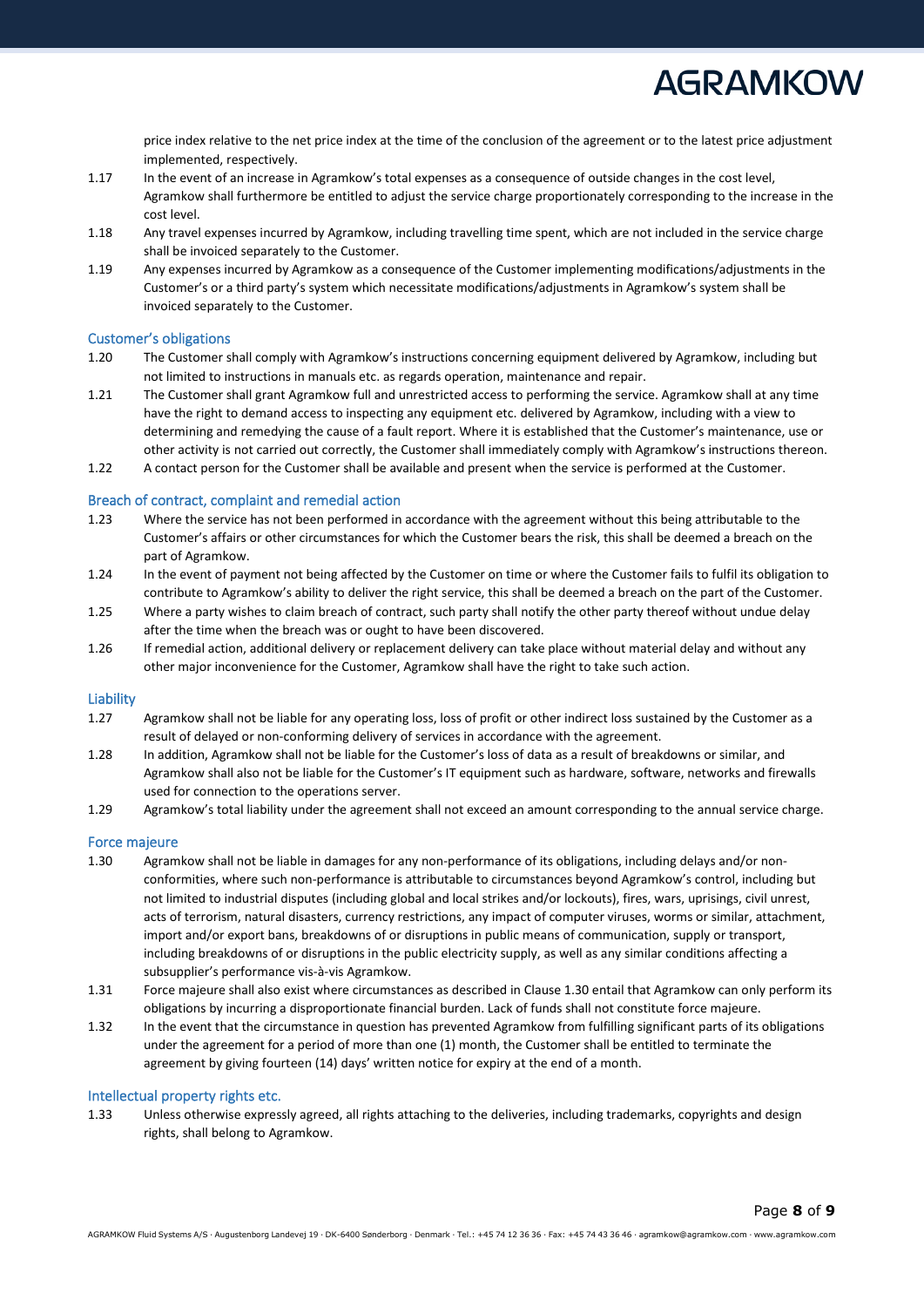price index relative to the net price index at the time of the conclusion of the agreement or to the latest price adjustment implemented, respectively.

1.17 In the event of an increase in Agramkow's total expenses as a consequence of outside changes in the cost level, Agramkow shall furthermore be entitled to adjust the service charge proportionately corresponding to the increase in the cost level.

1.18 Any travel expenses incurred by Agramkow, including travelling time spent, which are not included in the service charge shall be invoiced separately to the Customer.

1.19 Any expenses incurred by Agramkow as a consequence of the Customer implementing modifications/adjustments in the Customer's or a third party's system which necessitate modifications/adjustments in Agramkow's system shall be invoiced separately to the Customer.

## Customer's obligations

1.20 The Customer shall comply with Agramkow's instructions concerning equipment delivered by Agramkow, including but not limited to instructions in manuals etc. as regards operation, maintenance and repair.

1.21 The Customer shall grant Agramkow full and unrestricted access to performing the service. Agramkow shall at any time have the right to demand access to inspecting any equipment etc. delivered by Agramkow, including with a view to determining and remedying the cause of a fault report. Where it is established that the Customer's maintenance, use or other activity is not carried out correctly, the Customer shall immediately comply with Agramkow's instructions thereon.

1.22 A contact person for the Customer shall be available and present when the service is performed at the Customer.

## Breach of contract, complaint and remedial action

1.23 Where the service has not been performed in accordance with the agreement without this being attributable to the Customer's affairs or other circumstances for which the Customer bears the risk, this shall be deemed a breach on the part of Agramkow.

1.24 In the event of payment not being affected by the Customer on time or where the Customer fails to fulfil its obligation to contribute to Agramkow's ability to deliver the right service, this shall be deemed a breach on the part of the Customer.

1.25 Where a party wishes to claim breach of contract, such party shall notify the other party thereof without undue delay after the time when the breach was or ought to have been discovered.

1.26 If remedial action, additional delivery or replacement delivery can take place without material delay and without any other major inconvenience for the Customer, Agramkow shall have the right to take such action.

## Liability

1.27 Agramkow shall not be liable for any operating loss, loss of profit or other indirect loss sustained by the Customer as a result of delayed or non-conforming delivery of services in accordance with the agreement.

1.28 In addition, Agramkow shall not be liable for the Customer's loss of data as a result of breakdowns or similar, and Agramkow shall also not be liable for the Customer's IT equipment such as hardware, software, networks and firewalls used for connection to the operations server.

1.29 Agramkow's total liability under the agreement shall not exceed an amount corresponding to the annual service charge.

## Force majeure

1.30 Agramkow shall not be liable in damages for any non-performance of its obligations, including delays and/or non-conformities, where such non-performance is attributable to circumstances beyond Agramkow's control, including but not limited to industrial disputes (including global and local strikes and/or lockouts), fires, wars, uprisings, civil unrest, acts of terrorism, natural disasters, currency restrictions, any impact of computer viruses, worms or similar, attachment, import and/or export bans, breakdowns of or disruptions in public means of communication, supply or transport, including breakdowns of or disruptions in the public electricity supply, as well as any similar conditions affecting a subsupplier's performance vis-à-vis Agramkow.

1.31 Force majeure shall also exist where circumstances as described in Clause 1.30 entail that Agramkow can only perform its obligations by incurring a disproportionate financial burden. Lack of funds shall not constitute force majeure.

1.32 In the event that the circumstance in question has prevented Agramkow from fulfilling significant parts of its obligations under the agreement for a period of more than one (1) month, the Customer shall be entitled to terminate the agreement by giving fourteen (14) days' written notice for expiry at the end of a month.

## Intellectual property rights etc.

1.33 Unless otherwise expressly agreed, all rights attaching to the deliveries, including trademarks, copyrights and design rights, shall belong to Agramkow.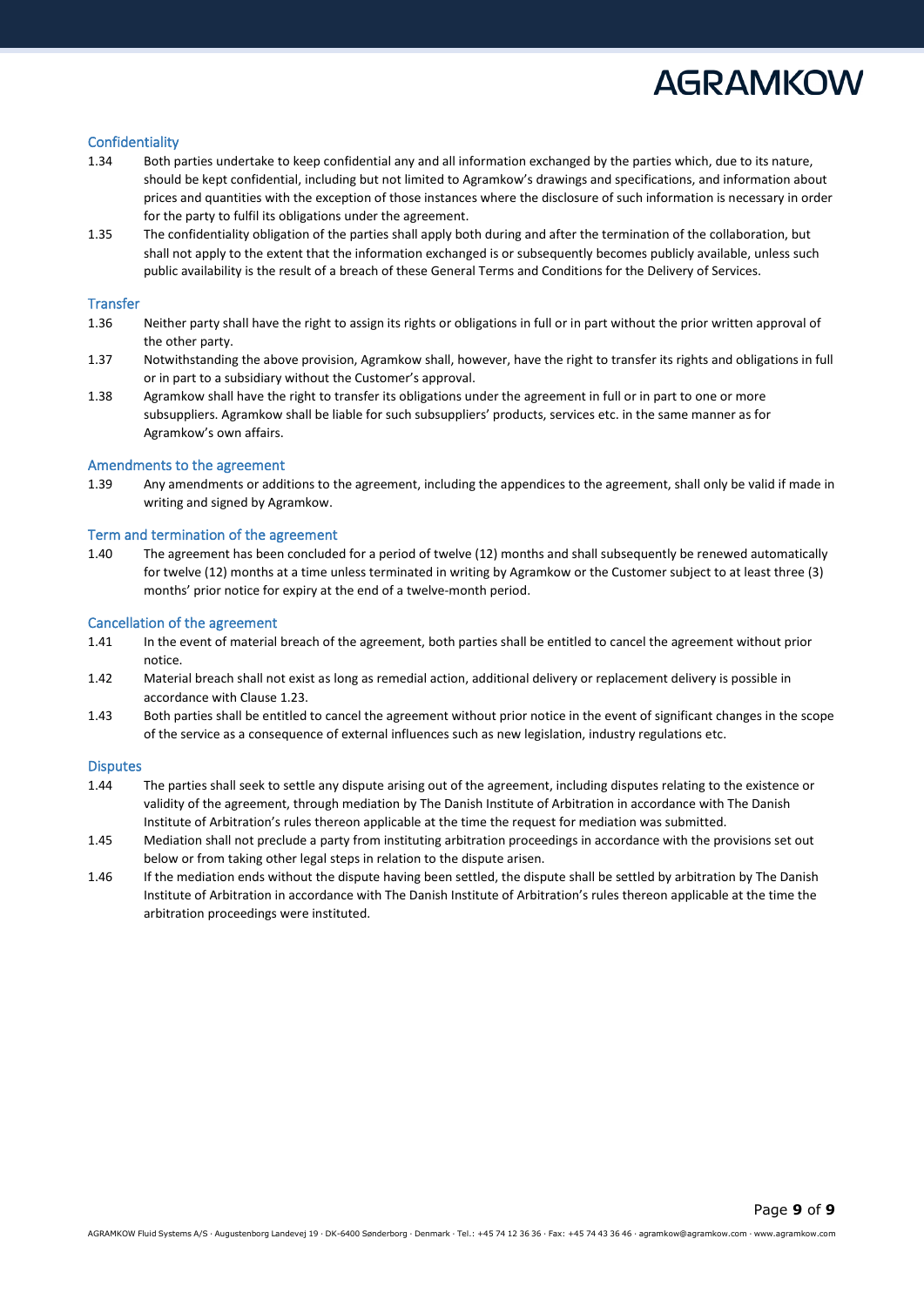## Confidentiality

1.34 Both parties undertake to keep confidential any and all information exchanged by the parties which, due to its nature, should be kept confidential, including but not limited to Agramkow's drawings and specifications, and information about prices and quantities with the exception of those instances where the disclosure of such information is necessary in order for the party to fulfil its obligations under the agreement.

1.35 The confidentiality obligation of the parties shall apply both during and after the termination of the collaboration, but shall not apply to the extent that the information exchanged is or subsequently becomes publicly available, unless such public availability is the result of a breach of these General Terms and Conditions for the Delivery of Services.

## Transfer

1.36 Neither party shall have the right to assign its rights or obligations in full or in part without the prior written approval of the other party.

1.37 Notwithstanding the above provision, Agramkow shall, however, have the right to transfer its rights and obligations in full or in part to a subsidiary without the Customer's approval.

1.38 Agramkow shall have the right to transfer its obligations under the agreement in full or in part to one or more subsuppliers. Agramkow shall be liable for such subsuppliers' products, services etc. in the same manner as for Agramkow's own affairs.

## Amendments to the agreement

1.39 Any amendments or additions to the agreement, including the appendices to the agreement, shall only be valid if made in writing and signed by Agramkow.

## Term and termination of the agreement

1.40 The agreement has been concluded for a period of twelve (12) months and shall subsequently be renewed automatically for twelve (12) months at a time unless terminated in writing by Agramkow or the Customer subject to at least three (3) months' prior notice for expiry at the end of a twelve-month period.

## Cancellation of the agreement

1.41 In the event of material breach of the agreement, both parties shall be entitled to cancel the agreement without prior notice.

1.42 Material breach shall not exist as long as remedial action, additional delivery or replacement delivery is possible in accordance with Clause 1.23.

1.43 Both parties shall be entitled to cancel the agreement without prior notice in the event of significant changes in the scope of the service as a consequence of external influences such as new legislation, industry regulations etc.

## Disputes

1.44 The parties shall seek to settle any dispute arising out of the agreement, including disputes relating to the existence or validity of the agreement, through mediation by The Danish Institute of Arbitration in accordance with The Danish Institute of Arbitration's rules thereon applicable at the time the request for mediation was submitted.

1.45 Mediation shall not preclude a party from instituting arbitration proceedings in accordance with the provisions set out below or from taking other legal steps in relation to the dispute arisen.

1.46 If the mediation ends without the dispute having been settled, the dispute shall be settled by arbitration by The Danish Institute of Arbitration in accordance with The Danish Institute of Arbitration's rules thereon applicable at the time the arbitration proceedings were instituted.